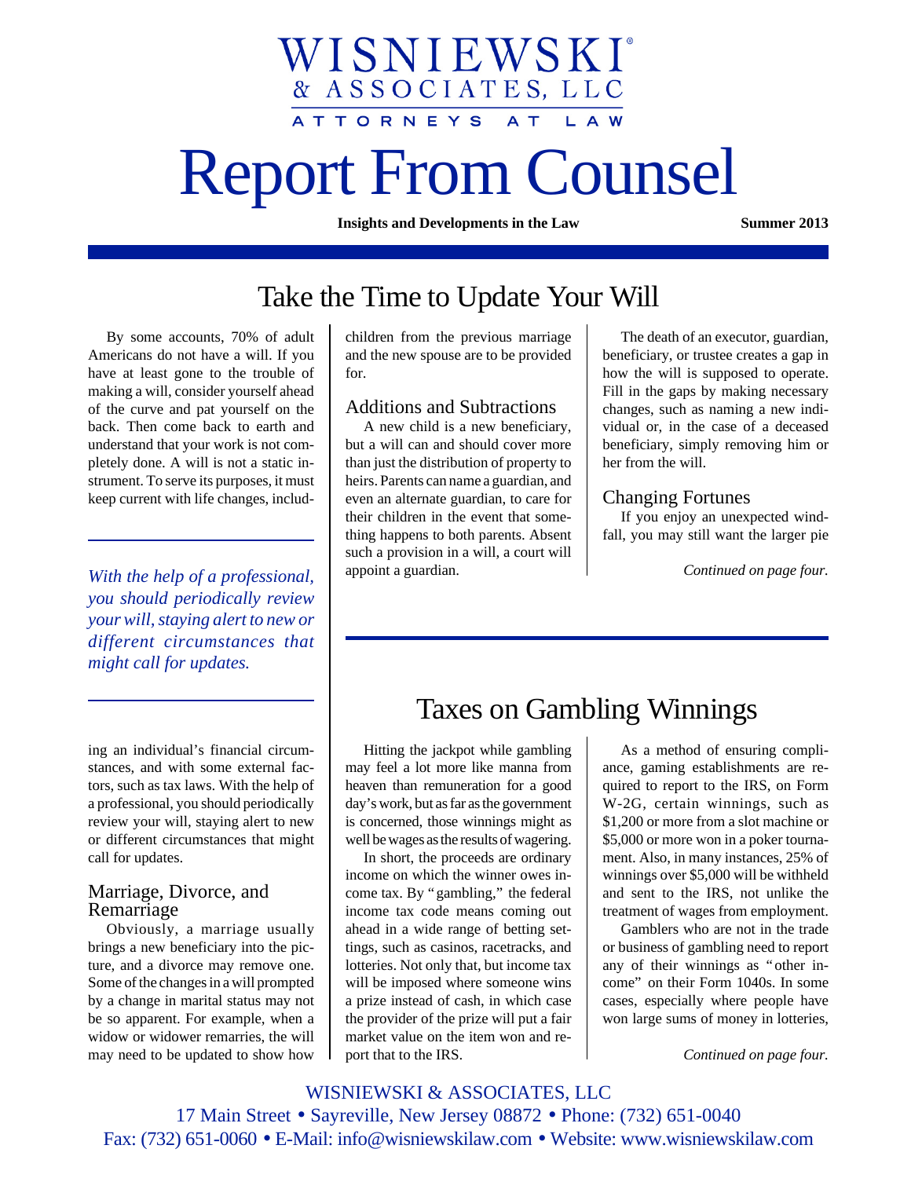# WISNIEWSKI®
& ASSOCIATES, LLC

ATTORNEYS AT LAW

# Report From Counsel

**Insights and Developments in the Law** **Summer 2013**

## Take the Time to Update Your Will

By some accounts, 70% of adult Americans do not have a will. If you have at least gone to the trouble of making a will, consider yourself ahead of the curve and pat yourself on the back. Then come back to earth and understand that your work is not completely done. A will is not a static instrument. To serve its purposes, it must keep current with life changes, including an individual's financial circumstances, and with some external factors, such as tax laws. With the help of a professional, you should periodically review your will, staying alert to new or different circumstances that might call for updates.

*With the help of a professional, you should periodically review your will, staying alert to new or different circumstances that might call for updates.*

### Marriage, Divorce, and Remarriage

Obviously, a marriage usually brings a new beneficiary into the picture, and a divorce may remove one. Some of the changes in a will prompted by a change in marital status may not be so apparent. For example, when a widow or widower remarries, the will may need to be updated to show how children from the previous marriage and the new spouse are to be provided for.

### Additions and Subtractions

A new child is a new beneficiary, but a will can and should cover more than just the distribution of property to heirs. Parents can name a guardian, and even an alternate guardian, to care for their children in the event that something happens to both parents. Absent such a provision in a will, a court will appoint a guardian.

The death of an executor, guardian, beneficiary, or trustee creates a gap in how the will is supposed to operate. Fill in the gaps by making necessary changes, such as naming a new individual or, in the case of a deceased beneficiary, simply removing him or her from the will.

### Changing Fortunes

If you enjoy an unexpected windfall, you may still want the larger pie

*Continued on page four.*

## Taxes on Gambling Winnings

Hitting the jackpot while gambling may feel a lot more like manna from heaven than remuneration for a good day's work, but as far as the government is concerned, those winnings might as well be wages as the results of wagering.

In short, the proceeds are ordinary income on which the winner owes income tax. By "gambling," the federal income tax code means coming out ahead in a wide range of betting settings, such as casinos, racetracks, and lotteries. Not only that, but income tax will be imposed where someone wins a prize instead of cash, in which case the provider of the prize will put a fair market value on the item won and report that to the IRS.

As a method of ensuring compliance, gaming establishments are required to report to the IRS, on Form W-2G, certain winnings, such as $1,200 or more from a slot machine or $5,000 or more won in a poker tournament. Also, in many instances, 25% of winnings over $5,000 will be withheld and sent to the IRS, not unlike the treatment of wages from employment.

Gamblers who are not in the trade or business of gambling need to report any of their winnings as "other income" on their Form 1040s. In some cases, especially where people have won large sums of money in lotteries,

*Continued on page four.*

WISNIEWSKI & ASSOCIATES, LLC
17 Main Street • Sayreville, New Jersey 08872 • Phone: (732) 651-0040
Fax: (732) 651-0060 • E-Mail: info@wisniewskilaw.com • Website: www.wisniewskilaw.com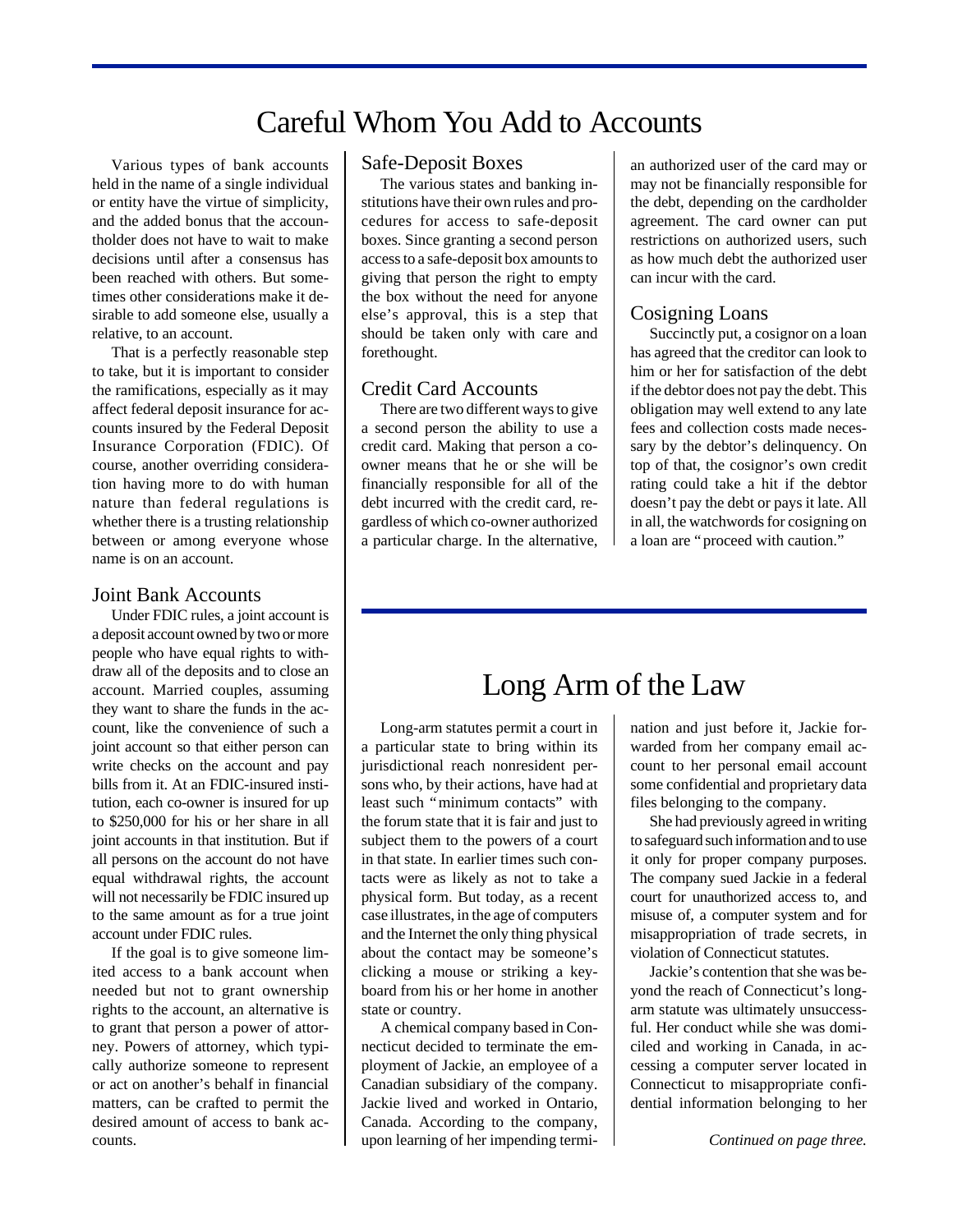# Careful Whom You Add to Accounts

Various types of bank accounts held in the name of a single individual or entity have the virtue of simplicity, and the added bonus that the accountholder does not have to wait to make decisions until after a consensus has been reached with others. But sometimes other considerations make it desirable to add someone else, usually a relative, to an account.

That is a perfectly reasonable step to take, but it is important to consider the ramifications, especially as it may affect federal deposit insurance for accounts insured by the Federal Deposit Insurance Corporation (FDIC). Of course, another overriding consideration having more to do with human nature than federal regulations is whether there is a trusting relationship between or among everyone whose name is on an account.

## Joint Bank Accounts

Under FDIC rules, a joint account is a deposit account owned by two or more people who have equal rights to withdraw all of the deposits and to close an account. Married couples, assuming they want to share the funds in the account, like the convenience of such a joint account so that either person can write checks on the account and pay bills from it. At an FDIC-insured institution, each co-owner is insured for up to $250,000 for his or her share in all joint accounts in that institution. But if all persons on the account do not have equal withdrawal rights, the account will not necessarily be FDIC insured up to the same amount as for a true joint account under FDIC rules.

If the goal is to give someone limited access to a bank account when needed but not to grant ownership rights to the account, an alternative is to grant that person a power of attorney. Powers of attorney, which typically authorize someone to represent or act on another's behalf in financial matters, can be crafted to permit the desired amount of access to bank accounts.

## Safe-Deposit Boxes

The various states and banking institutions have their own rules and procedures for access to safe-deposit boxes. Since granting a second person access to a safe-deposit box amounts to giving that person the right to empty the box without the need for anyone else's approval, this is a step that should be taken only with care and forethought.

## Credit Card Accounts

There are two different ways to give a second person the ability to use a credit card. Making that person a co-owner means that he or she will be financially responsible for all of the debt incurred with the credit card, regardless of which co-owner authorized a particular charge. In the alternative, an authorized user of the card may or may not be financially responsible for the debt, depending on the cardholder agreement. The card owner can put restrictions on authorized users, such as how much debt the authorized user can incur with the card.

## Cosigning Loans

Succinctly put, a cosignor on a loan has agreed that the creditor can look to him or her for satisfaction of the debt if the debtor does not pay the debt. This obligation may well extend to any late fees and collection costs made necessary by the debtor's delinquency. On top of that, the cosignor's own credit rating could take a hit if the debtor doesn't pay the debt or pays it late. All in all, the watchwords for cosigning on a loan are "proceed with caution."

# Long Arm of the Law

Long-arm statutes permit a court in a particular state to bring within its jurisdictional reach nonresident persons who, by their actions, have had at least such "minimum contacts" with the forum state that it is fair and just to subject them to the powers of a court in that state. In earlier times such contacts were as likely as not to take a physical form. But today, as a recent case illustrates, in the age of computers and the Internet the only thing physical about the contact may be someone's clicking a mouse or striking a keyboard from his or her home in another state or country.

A chemical company based in Connecticut decided to terminate the employment of Jackie, an employee of a Canadian subsidiary of the company. Jackie lived and worked in Ontario, Canada. According to the company, upon learning of her impending termination and just before it, Jackie forwarded from her company email account to her personal email account some confidential and proprietary data files belonging to the company.

She had previously agreed in writing to safeguard such information and to use it only for proper company purposes. The company sued Jackie in a federal court for unauthorized access to, and misuse of, a computer system and for misappropriation of trade secrets, in violation of Connecticut statutes.

Jackie's contention that she was beyond the reach of Connecticut's long-arm statute was ultimately unsuccessful. Her conduct while she was domiciled and working in Canada, in accessing a computer server located in Connecticut to misappropriate confidential information belonging to her

*Continued on page three.*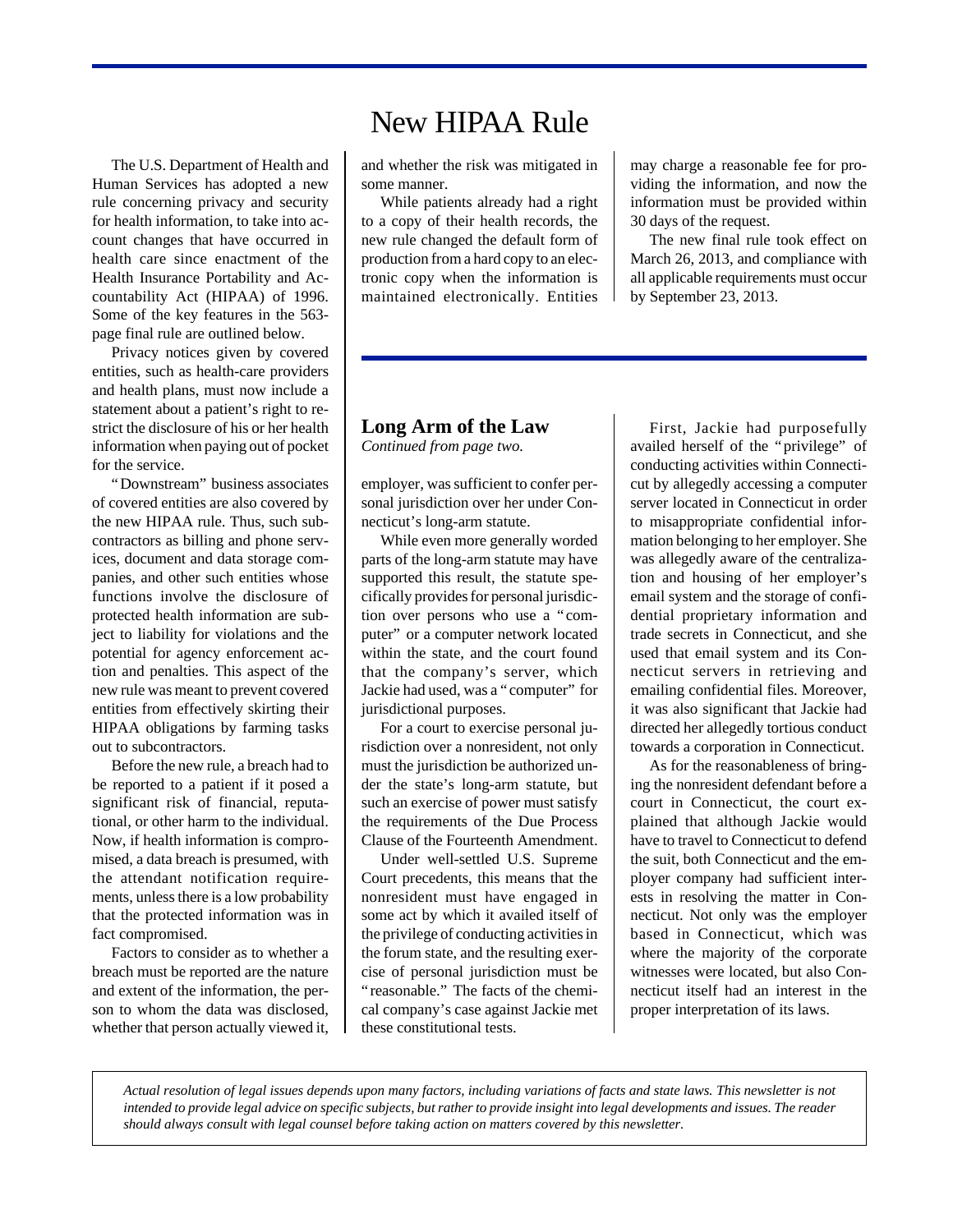# New HIPAA Rule

The U.S. Department of Health and Human Services has adopted a new rule concerning privacy and security for health information, to take into account changes that have occurred in health care since enactment of the Health Insurance Portability and Accountability Act (HIPAA) of 1996. Some of the key features in the 563-page final rule are outlined below.

Privacy notices given by covered entities, such as health-care providers and health plans, must now include a statement about a patient's right to restrict the disclosure of his or her health information when paying out of pocket for the service.

"Downstream" business associates of covered entities are also covered by the new HIPAA rule. Thus, such subcontractors as billing and phone services, document and data storage companies, and other such entities whose functions involve the disclosure of protected health information are subject to liability for violations and the potential for agency enforcement action and penalties. This aspect of the new rule was meant to prevent covered entities from effectively skirting their HIPAA obligations by farming tasks out to subcontractors.

Before the new rule, a breach had to be reported to a patient if it posed a significant risk of financial, reputational, or other harm to the individual. Now, if health information is compromised, a data breach is presumed, with the attendant notification requirements, unless there is a low probability that the protected information was in fact compromised.

Factors to consider as to whether a breach must be reported are the nature and extent of the information, the person to whom the data was disclosed, whether that person actually viewed it, and whether the risk was mitigated in some manner.

While patients already had a right to a copy of their health records, the new rule changed the default form of production from a hard copy to an electronic copy when the information is maintained electronically. Entities may charge a reasonable fee for providing the information, and now the information must be provided within 30 days of the request.

The new final rule took effect on March 26, 2013, and compliance with all applicable requirements must occur by September 23, 2013.

## Long Arm of the Law

*Continued from page two.*

employer, was sufficient to confer personal jurisdiction over her under Connecticut's long-arm statute.

While even more generally worded parts of the long-arm statute may have supported this result, the statute specifically provides for personal jurisdiction over persons who use a "computer" or a computer network located within the state, and the court found that the company's server, which Jackie had used, was a "computer" for jurisdictional purposes.

For a court to exercise personal jurisdiction over a nonresident, not only must the jurisdiction be authorized under the state's long-arm statute, but such an exercise of power must satisfy the requirements of the Due Process Clause of the Fourteenth Amendment.

Under well-settled U.S. Supreme Court precedents, this means that the nonresident must have engaged in some act by which it availed itself of the privilege of conducting activities in the forum state, and the resulting exercise of personal jurisdiction must be "reasonable." The facts of the chemical company's case against Jackie met these constitutional tests.

First, Jackie had purposefully availed herself of the "privilege" of conducting activities within Connecticut by allegedly accessing a computer server located in Connecticut in order to misappropriate confidential information belonging to her employer. She was allegedly aware of the centralization and housing of her employer's email system and the storage of confidential proprietary information and trade secrets in Connecticut, and she used that email system and its Connecticut servers in retrieving and emailing confidential files. Moreover, it was also significant that Jackie had directed her allegedly tortious conduct towards a corporation in Connecticut.

As for the reasonableness of bringing the nonresident defendant before a court in Connecticut, the court explained that although Jackie would have to travel to Connecticut to defend the suit, both Connecticut and the employer company had sufficient interests in resolving the matter in Connecticut. Not only was the employer based in Connecticut, which was where the majority of the corporate witnesses were located, but also Connecticut itself had an interest in the proper interpretation of its laws.

*Actual resolution of legal issues depends upon many factors, including variations of facts and state laws. This newsletter is not intended to provide legal advice on specific subjects, but rather to provide insight into legal developments and issues. The reader should always consult with legal counsel before taking action on matters covered by this newsletter.*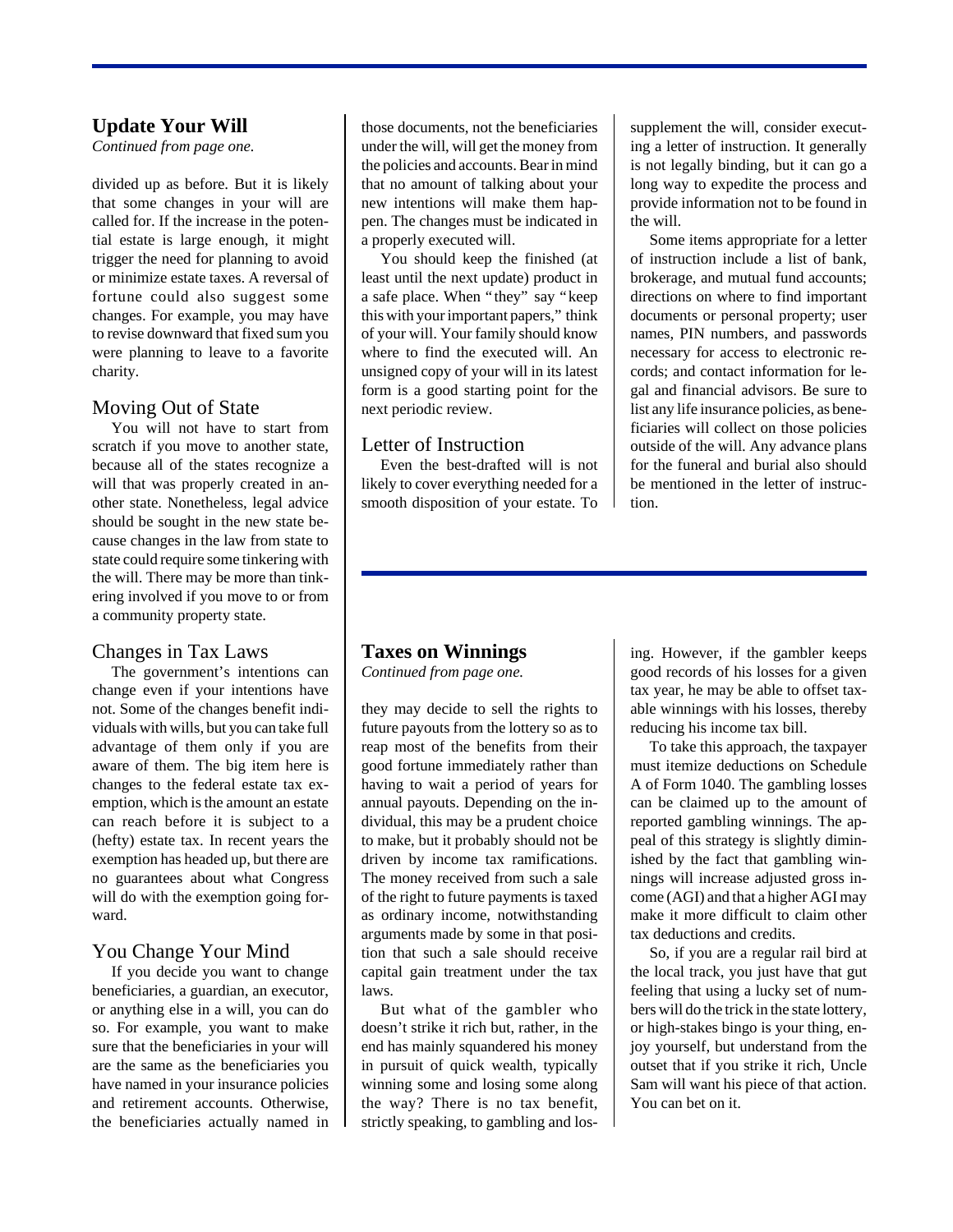## Update Your Will

*Continued from page one.*

divided up as before. But it is likely that some changes in your will are called for. If the increase in the potential estate is large enough, it might trigger the need for planning to avoid or minimize estate taxes. A reversal of fortune could also suggest some changes. For example, you may have to revise downward that fixed sum you were planning to leave to a favorite charity.

### Moving Out of State

You will not have to start from scratch if you move to another state, because all of the states recognize a will that was properly created in another state. Nonetheless, legal advice should be sought in the new state because changes in the law from state to state could require some tinkering with the will. There may be more than tinkering involved if you move to or from a community property state.

### Changes in Tax Laws

The government's intentions can change even if your intentions have not. Some of the changes benefit individuals with wills, but you can take full advantage of them only if you are aware of them. The big item here is changes to the federal estate tax exemption, which is the amount an estate can reach before it is subject to a (hefty) estate tax. In recent years the exemption has headed up, but there are no guarantees about what Congress will do with the exemption going forward.

### You Change Your Mind

If you decide you want to change beneficiaries, a guardian, an executor, or anything else in a will, you can do so. For example, you want to make sure that the beneficiaries in your will are the same as the beneficiaries you have named in your insurance policies and retirement accounts. Otherwise, the beneficiaries actually named in those documents, not the beneficiaries under the will, will get the money from the policies and accounts. Bear in mind that no amount of talking about your new intentions will make them happen. The changes must be indicated in a properly executed will.

You should keep the finished (at least until the next update) product in a safe place. When "they" say "keep this with your important papers," think of your will. Your family should know where to find the executed will. An unsigned copy of your will in its latest form is a good starting point for the next periodic review.

### Letter of Instruction

Even the best-drafted will is not likely to cover everything needed for a smooth disposition of your estate. To supplement the will, consider executing a letter of instruction. It generally is not legally binding, but it can go a long way to expedite the process and provide information not to be found in the will.

Some items appropriate for a letter of instruction include a list of bank, brokerage, and mutual fund accounts; directions on where to find important documents or personal property; user names, PIN numbers, and passwords necessary for access to electronic records; and contact information for legal and financial advisors. Be sure to list any life insurance policies, as beneficiaries will collect on those policies outside of the will. Any advance plans for the funeral and burial also should be mentioned in the letter of instruction.

## Taxes on Winnings

*Continued from page one.*

they may decide to sell the rights to future payouts from the lottery so as to reap most of the benefits from their good fortune immediately rather than having to wait a period of years for annual payouts. Depending on the individual, this may be a prudent choice to make, but it probably should not be driven by income tax ramifications. The money received from such a sale of the right to future payments is taxed as ordinary income, notwithstanding arguments made by some in that position that such a sale should receive capital gain treatment under the tax laws.

But what of the gambler who doesn't strike it rich but, rather, in the end has mainly squandered his money in pursuit of quick wealth, typically winning some and losing some along the way? There is no tax benefit, strictly speaking, to gambling and losing. However, if the gambler keeps good records of his losses for a given tax year, he may be able to offset taxable winnings with his losses, thereby reducing his income tax bill.

To take this approach, the taxpayer must itemize deductions on Schedule A of Form 1040. The gambling losses can be claimed up to the amount of reported gambling winnings. The appeal of this strategy is slightly diminished by the fact that gambling winnings will increase adjusted gross income (AGI) and that a higher AGI may make it more difficult to claim other tax deductions and credits.

So, if you are a regular rail bird at the local track, you just have that gut feeling that using a lucky set of numbers will do the trick in the state lottery, or high-stakes bingo is your thing, enjoy yourself, but understand from the outset that if you strike it rich, Uncle Sam will want his piece of that action. You can bet on it.